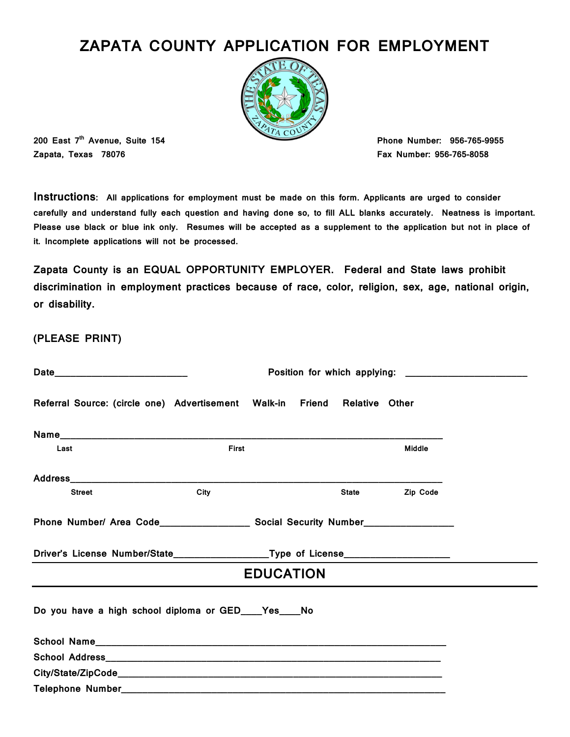# ZAPATA COUNTY APPLICATION FOR EMPLOYMENT

**200 East 7th Avenue, Suite 154**
**Zapata, Texas 78076**

**Phone Number: 956-765-9955**
**Fax Number: 956-765-8058**

**Instructions: All applications for employment must be made on this form. Applicants are urged to consider carefully and understand fully each question and having done so, to fill ALL blanks accurately. Neatness is important. Please use black or blue ink only. Resumes will be accepted as a supplement to the application but not in place of it. Incomplete applications will not be processed.**

**Zapata County is an EQUAL OPPORTUNITY EMPLOYER. Federal and State laws prohibit discrimination in employment practices because of race, color, religion, sex, age, national origin, or disability.**

**(PLEASE PRINT)**

**Date**__________________________ **Position for which applying:** ________________________

**Referral Source: (circle one) Advertisement Walk-in Friend Relative Other**

**Name**___________________________________________________________________________

Last First Middle

**Address**_________________________________________________________________________

Street City State Zip Code

**Phone Number/ Area Code**_________________ **Social Security Number**_________________

**Driver's License Number/State**__________________**Type of License**____________________

## EDUCATION

**Do you have a high school diploma or GED**____**Yes**____**No**

**School Name**_____________________________________________________________________

**School Address**___________________________________________________________________

**City/State/ZipCode**_________________________________________________________________

**Telephone Number**________________________________________________________________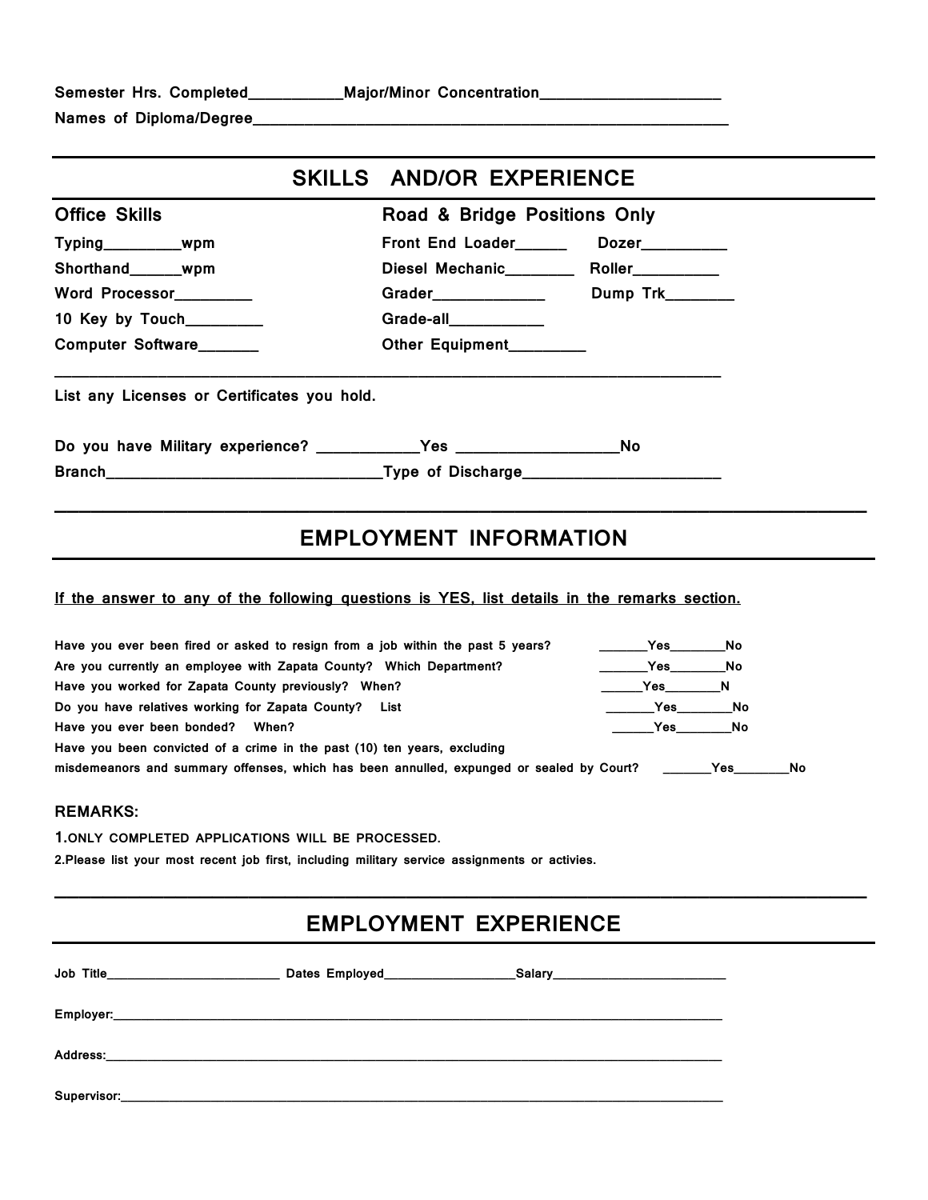Semester Hrs. Completed___________Major/Minor Concentration_____________________

Names of Diploma/Degree_____________________________________________________________

## SKILLS AND/OR EXPERIENCE

| Office Skills | Road & Bridge Positions Only | |
|---|---|---|
| Typing_________wpm | Front End Loader______ | Dozer__________ |
| Shorthand______wpm | Diesel Mechanic________ | Roller__________ |
| Word Processor_________ | Grader_____________ | Dump Trk________ |
| 10 Key by Touch_________ | Grade-all___________ | |
| Computer Software_______ | Other Equipment_________ | |

_____________________________________________________________________________

List any Licenses or Certificates you hold.

Do you have Military experience? ____________Yes ___________________No

Branch________________________________Type of Discharge______________________

## EMPLOYMENT INFORMATION

If the answer to any of the following questions is YES, list details in the remarks section.

Have you ever been fired or asked to resign from a job within the past 5 years? _______Yes________No

Are you currently an employee with Zapata County? Which Department? _______Yes________No

Have you worked for Zapata County previously? When? ______Yes________N

Do you have relatives working for Zapata County? List _______Yes________No

Have you ever been bonded? When? ______Yes________No

Have you been convicted of a crime in the past (10) ten years, excluding misdemeanors and summary offenses, which has been annulled, expunged or sealed by Court? _______Yes________No

REMARKS:

1.ONLY COMPLETED APPLICATIONS WILL BE PROCESSED.

2.Please list your most recent job first, including military service assignments or activies.

## EMPLOYMENT EXPERIENCE

Job Title________________________ Dates Employed__________________Salary________________________

Employer:_________________________________________________________________________________

Address:__________________________________________________________________________________

Supervisor:________________________________________________________________________________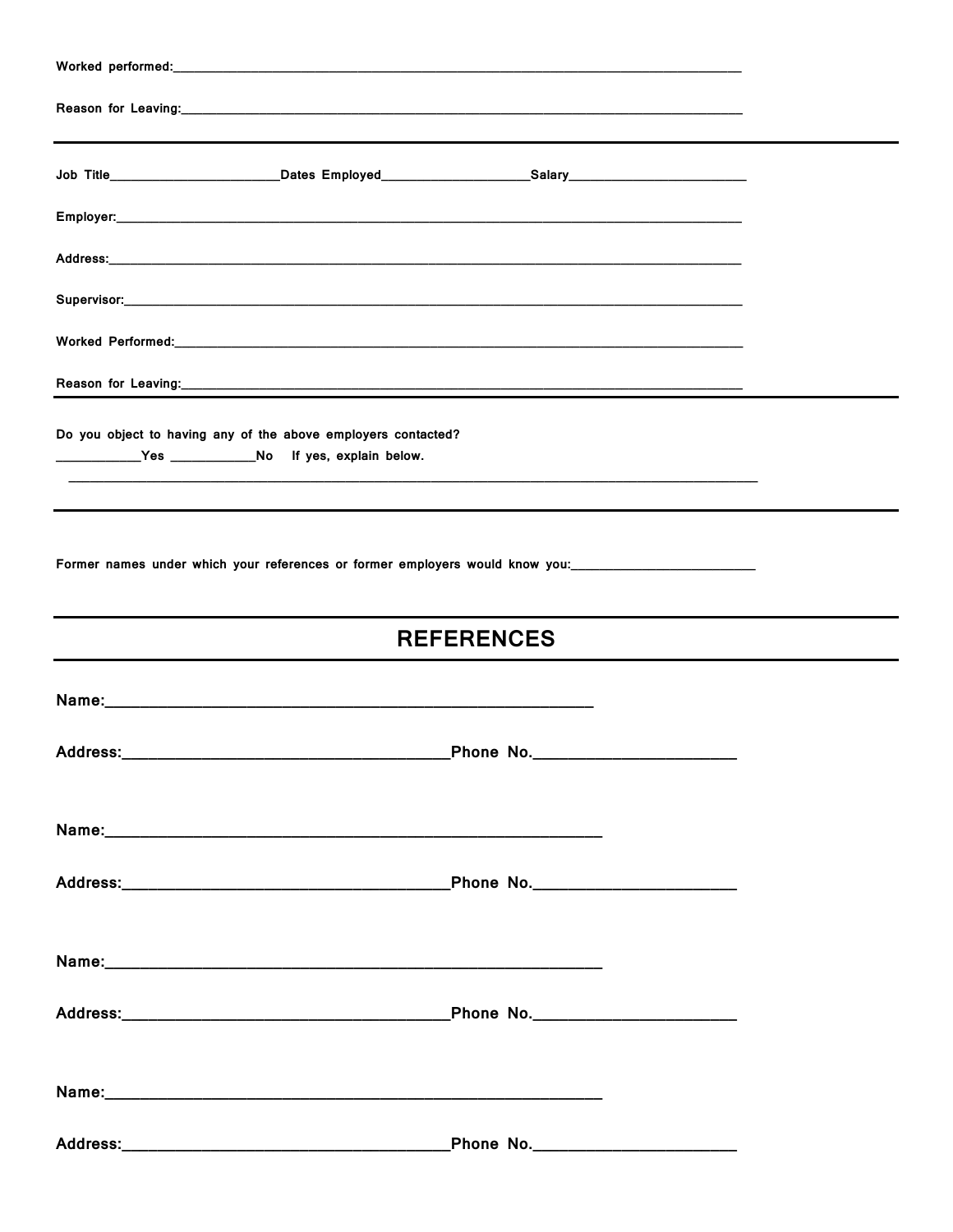Worked performed:\_\_\_\_\_\_\_\_\_\_\_\_\_\_\_\_\_\_\_\_\_\_\_\_\_\_\_\_\_\_\_\_\_\_\_\_\_\_\_\_\_\_\_\_\_\_\_\_\_\_\_\_\_\_\_\_\_\_\_\_\_\_\_\_\_\_\_\_\_\_\_\_\_\_

Reason for Leaving:\_\_\_\_\_\_\_\_\_\_\_\_\_\_\_\_\_\_\_\_\_\_\_\_\_\_\_\_\_\_\_\_\_\_\_\_\_\_\_\_\_\_\_\_\_\_\_\_\_\_\_\_\_\_\_\_\_\_\_\_\_\_\_\_\_\_\_\_\_\_\_\_

---

Job Title\_\_\_\_\_\_\_\_\_\_\_\_\_\_\_\_\_\_\_\_\_\_\_\_Dates Employed\_\_\_\_\_\_\_\_\_\_\_\_\_\_\_\_\_\_\_\_\_\_Salary\_\_\_\_\_\_\_\_\_\_\_\_\_\_\_\_\_\_\_\_\_\_\_\_

Employer:\_\_\_\_\_\_\_\_\_\_\_\_\_\_\_\_\_\_\_\_\_\_\_\_\_\_\_\_\_\_\_\_\_\_\_\_\_\_\_\_\_\_\_\_\_\_\_\_\_\_\_\_\_\_\_\_\_\_\_\_\_\_\_\_\_\_\_\_\_\_\_\_\_\_\_\_\_\_

Address:\_\_\_\_\_\_\_\_\_\_\_\_\_\_\_\_\_\_\_\_\_\_\_\_\_\_\_\_\_\_\_\_\_\_\_\_\_\_\_\_\_\_\_\_\_\_\_\_\_\_\_\_\_\_\_\_\_\_\_\_\_\_\_\_\_\_\_\_\_\_\_\_\_\_\_\_\_\_\_

Supervisor:\_\_\_\_\_\_\_\_\_\_\_\_\_\_\_\_\_\_\_\_\_\_\_\_\_\_\_\_\_\_\_\_\_\_\_\_\_\_\_\_\_\_\_\_\_\_\_\_\_\_\_\_\_\_\_\_\_\_\_\_\_\_\_\_\_\_\_\_\_\_\_\_\_\_\_\_

Worked Performed:\_\_\_\_\_\_\_\_\_\_\_\_\_\_\_\_\_\_\_\_\_\_\_\_\_\_\_\_\_\_\_\_\_\_\_\_\_\_\_\_\_\_\_\_\_\_\_\_\_\_\_\_\_\_\_\_\_\_\_\_\_\_\_\_\_\_\_\_\_\_\_\_

Reason for Leaving:\_\_\_\_\_\_\_\_\_\_\_\_\_\_\_\_\_\_\_\_\_\_\_\_\_\_\_\_\_\_\_\_\_\_\_\_\_\_\_\_\_\_\_\_\_\_\_\_\_\_\_\_\_\_\_\_\_\_\_\_\_\_\_\_\_\_\_\_\_\_\_\_

---

Do you object to having any of the above employers contacted?

\_\_\_\_\_\_\_\_\_\_\_Yes \_\_\_\_\_\_\_\_\_\_\_No If yes, explain below.

\_\_\_\_\_\_\_\_\_\_\_\_\_\_\_\_\_\_\_\_\_\_\_\_\_\_\_\_\_\_\_\_\_\_\_\_\_\_\_\_\_\_\_\_\_\_\_\_\_\_\_\_\_\_\_\_\_\_\_\_\_\_\_\_\_\_\_\_\_\_\_\_\_\_\_\_\_\_\_\_\_\_\_\_\_\_

---

Former names under which your references or former employers would know you:\_\_\_\_\_\_\_\_\_\_\_\_\_\_\_\_\_\_\_\_\_\_\_\_\_\_

---

## REFERENCES

---

**Name:**\_\_\_\_\_\_\_\_\_\_\_\_\_\_\_\_\_\_\_\_\_\_\_\_\_\_\_\_\_\_\_\_\_\_\_\_\_\_\_\_\_\_\_\_\_\_\_\_\_\_\_\_\_\_\_\_

**Address:**\_\_\_\_\_\_\_\_\_\_\_\_\_\_\_\_\_\_\_\_\_\_\_\_\_\_\_\_\_\_\_\_\_\_\_\_\_\_\_**Phone No.**\_\_\_\_\_\_\_\_\_\_\_\_\_\_\_\_\_\_\_\_\_\_\_\_

**Name:**\_\_\_\_\_\_\_\_\_\_\_\_\_\_\_\_\_\_\_\_\_\_\_\_\_\_\_\_\_\_\_\_\_\_\_\_\_\_\_\_\_\_\_\_\_\_\_\_\_\_\_\_\_\_\_\_\_

**Address:**\_\_\_\_\_\_\_\_\_\_\_\_\_\_\_\_\_\_\_\_\_\_\_\_\_\_\_\_\_\_\_\_\_\_\_\_\_\_\_**Phone No.**\_\_\_\_\_\_\_\_\_\_\_\_\_\_\_\_\_\_\_\_\_\_\_\_

**Name:**\_\_\_\_\_\_\_\_\_\_\_\_\_\_\_\_\_\_\_\_\_\_\_\_\_\_\_\_\_\_\_\_\_\_\_\_\_\_\_\_\_\_\_\_\_\_\_\_\_\_\_\_\_\_\_\_\_

**Address:**\_\_\_\_\_\_\_\_\_\_\_\_\_\_\_\_\_\_\_\_\_\_\_\_\_\_\_\_\_\_\_\_\_\_\_\_\_\_\_**Phone No.**\_\_\_\_\_\_\_\_\_\_\_\_\_\_\_\_\_\_\_\_\_\_\_\_

**Name:**\_\_\_\_\_\_\_\_\_\_\_\_\_\_\_\_\_\_\_\_\_\_\_\_\_\_\_\_\_\_\_\_\_\_\_\_\_\_\_\_\_\_\_\_\_\_\_\_\_\_\_\_\_\_\_\_\_

**Address:**\_\_\_\_\_\_\_\_\_\_\_\_\_\_\_\_\_\_\_\_\_\_\_\_\_\_\_\_\_\_\_\_\_\_\_\_\_\_\_**Phone No.**\_\_\_\_\_\_\_\_\_\_\_\_\_\_\_\_\_\_\_\_\_\_\_\_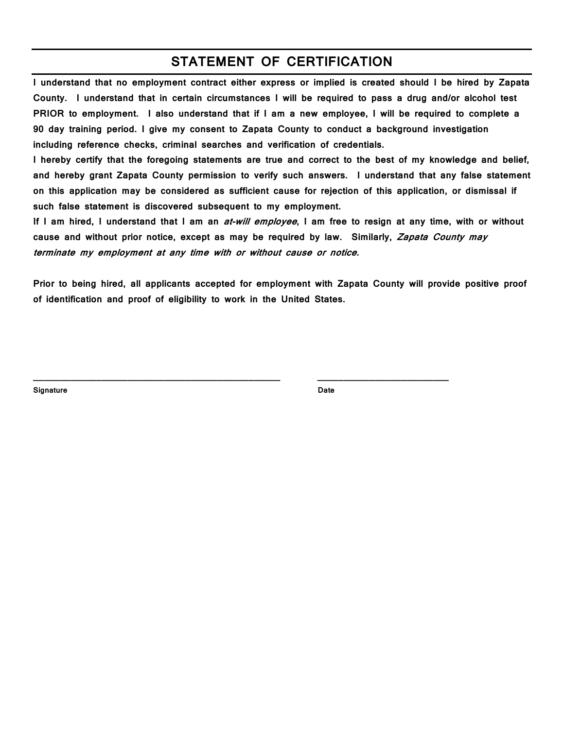## STATEMENT OF CERTIFICATION

**I understand that no employment contract either express or implied is created should I be hired by Zapata County. I understand that in certain circumstances I will be required to pass a drug and/or alcohol test PRIOR to employment. I also understand that if I am a new employee, I will be required to complete a 90 day training period. I give my consent to Zapata County to conduct a background investigation including reference checks, criminal searches and verification of credentials.**

**I hereby certify that the foregoing statements are true and correct to the best of my knowledge and belief, and hereby grant Zapata County permission to verify such answers. I understand that any false statement on this application may be considered as sufficient cause for rejection of this application, or dismissal if such false statement is discovered subsequent to my employment.**

**If I am hired, I understand that I am an *at-will employee*, I am free to resign at any time, with or without cause and without prior notice, except as may be required by law. Similarly, *Zapata County may terminate my employment at any time with or without cause or notice.***

**Prior to being hired, all applicants accepted for employment with Zapata County will provide positive proof of identification and proof of eligibility to work in the United States.**

\_\_\_\_\_\_\_\_\_\_\_\_\_\_\_\_\_\_\_\_\_\_\_\_\_\_\_\_\_\_\_\_\_\_\_\_\_\_\_\_ \_\_\_\_\_\_\_\_\_\_\_\_\_\_\_\_\_\_\_\_\_\_\_\_

**Signature** **Date**